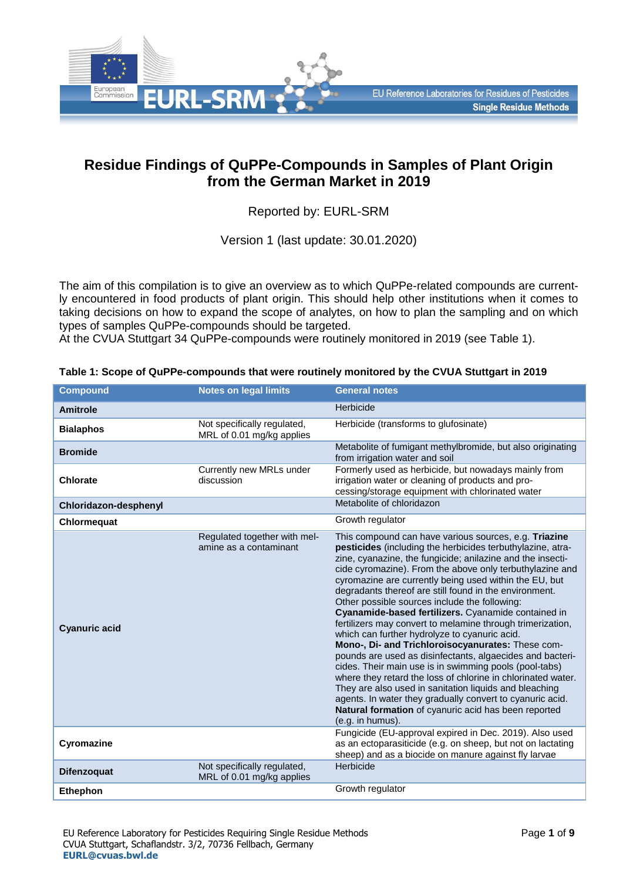# Residue Findings of QuPPe-Compounds in Samples of Plant Origin from the German Market in 2019

Reported by: EURL-SRM

Version 1 (last update: 30.01.2020)

The aim of this compilation is to give an overview as to which QuPPe-related compounds are currently encountered in food products of plant origin. This should help other institutions when it comes to taking decisions on how to expand the scope of analytes, on how to plan the sampling and on which types of samples QuPPe-compounds should be targeted.
At the CVUA Stuttgart 34 QuPPe-compounds were routinely monitored in 2019 (see Table 1).

**Table 1: Scope of QuPPe-compounds that were routinely monitored by the CVUA Stuttgart in 2019**

| Compound | Notes on legal limits | General notes |
|---|---|---|
| **Amitrole** | | Herbicide |
| **Bialaphos** | Not specifically regulated, MRL of 0.01 mg/kg applies | Herbicide (transforms to glufosinate) |
| **Bromide** | | Metabolite of fumigant methylbromide, but also originating from irrigation water and soil |
| **Chlorate** | Currently new MRLs under discussion | Formerly used as herbicide, but nowadays mainly from irrigation water or cleaning of products and processing/storage equipment with chlorinated water |
| **Chloridazon-desphenyl** | | Metabolite of chloridazon |
| **Chlormequat** | | Growth regulator |
| **Cyanuric acid** | Regulated together with melamine as a contaminant | This compound can have various sources, e.g. **Triazine pesticides** (including the herbicides terbuthylazine, atrazine, cyanazine, the fungicide; anilazine and the insecticide cyromazine). From the above only terbuthylazine and cyromazine are currently being used within the EU, but degradants thereof are still found in the environment. Other possible sources include the following: **Cyanamide-based fertilizers.** Cyanamide contained in fertilizers may convert to melamine through trimerization, which can further hydrolyze to cyanuric acid. **Mono-, Di- and Trichloroisocyanurates:** These compounds are used as disinfectants, algaecides and bactericides. Their main use is in swimming pools (pool-tabs) where they retard the loss of chlorine in chlorinated water. They are also used in sanitation liquids and bleaching agents. In water they gradually convert to cyanuric acid. **Natural formation** of cyanuric acid has been reported (e.g. in humus). |
| **Cyromazine** | | Fungicide (EU-approval expired in Dec. 2019). Also used as an ectoparasiticide (e.g. on sheep, but not on lactating sheep) and as a biocide on manure against fly larvae |
| **Difenzoquat** | Not specifically regulated, MRL of 0.01 mg/kg applies | Herbicide |
| **Ethephon** | | Growth regulator |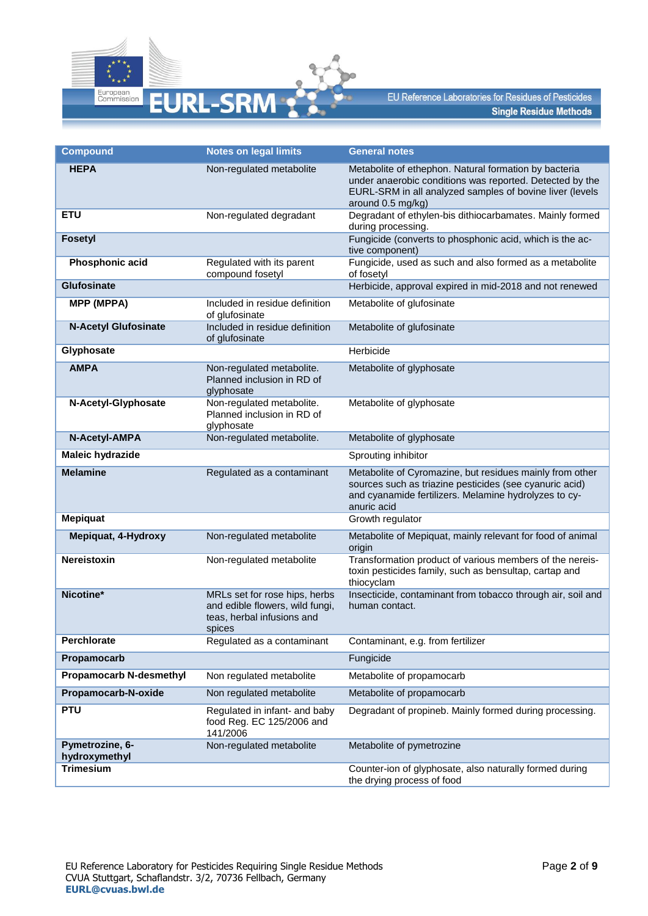| Compound | Notes on legal limits | General notes |
|---|---|---|
| **HEPA** | Non-regulated metabolite | Metabolite of ethephon. Natural formation by bacteria under anaerobic conditions was reported. Detected by the EURL-SRM in all analyzed samples of bovine liver (levels around 0.5 mg/kg) |
| **ETU** | Non-regulated degradant | Degradant of ethylen-bis dithiocarbamates. Mainly formed during processing. |
| **Fosetyl** | | Fungicide (converts to phosphonic acid, which is the active component) |
| **Phosphonic acid** | Regulated with its parent compound fosetyl | Fungicide, used as such and also formed as a metabolite of fosetyl |
| **Glufosinate** | | Herbicide, approval expired in mid-2018 and not renewed |
| **MPP (MPPA)** | Included in residue definition of glufosinate | Metabolite of glufosinate |
| **N-Acetyl Glufosinate** | Included in residue definition of glufosinate | Metabolite of glufosinate |
| **Glyphosate** | | Herbicide |
| **AMPA** | Non-regulated metabolite. Planned inclusion in RD of glyphosate | Metabolite of glyphosate |
| **N-Acetyl-Glyphosate** | Non-regulated metabolite. Planned inclusion in RD of glyphosate | Metabolite of glyphosate |
| **N-Acetyl-AMPA** | Non-regulated metabolite. | Metabolite of glyphosate |
| **Maleic hydrazide** | | Sprouting inhibitor |
| **Melamine** | Regulated as a contaminant | Metabolite of Cyromazine, but residues mainly from other sources such as triazine pesticides (see cyanuric acid) and cyanamide fertilizers. Melamine hydrolyzes to cyanuric acid |
| **Mepiquat** | | Growth regulator |
| **Mepiquat, 4-Hydroxy** | Non-regulated metabolite | Metabolite of Mepiquat, mainly relevant for food of animal origin |
| **Nereistoxin** | Non-regulated metabolite | Transformation product of various members of the nereistoxin pesticides family, such as bensultap, cartap and thiocyclam |
| **Nicotine*** | MRLs set for rose hips, herbs and edible flowers, wild fungi, teas, herbal infusions and spices | Insecticide, contaminant from tobacco through air, soil and human contact. |
| **Perchlorate** | Regulated as a contaminant | Contaminant, e.g. from fertilizer |
| **Propamocarb** | | Fungicide |
| **Propamocarb N-desmethyl** | Non regulated metabolite | Metabolite of propamocarb |
| **Propamocarb-N-oxide** | Non regulated metabolite | Metabolite of propamocarb |
| **PTU** | Regulated in infant- and baby food Reg. EC 125/2006 and 141/2006 | Degradant of propineb. Mainly formed during processing. |
| **Pymetrozine, 6-hydroxymethyl** | Non-regulated metabolite | Metabolite of pymetrozine |
| **Trimesium** | | Counter-ion of glyphosate, also naturally formed during the drying process of food |

EU Reference Laboratory for Pesticides Requiring Single Residue Methods
CVUA Stuttgart, Schaflandstr. 3/2, 70736 Fellbach, Germany
**EURL@cvuas.bwl.de**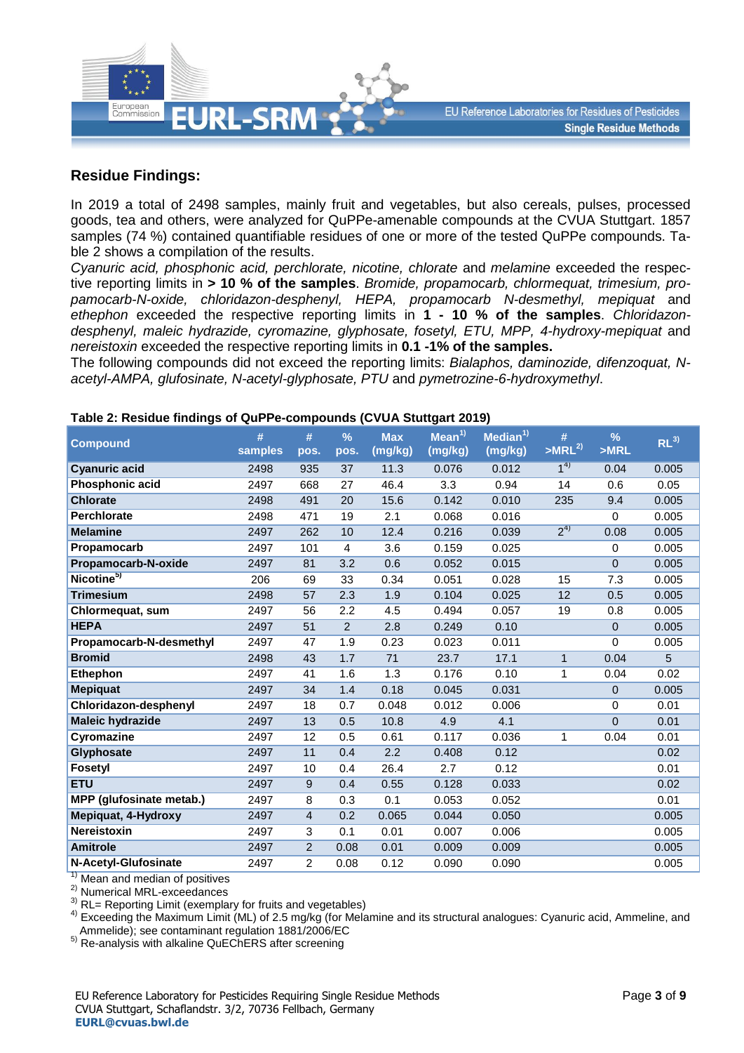## Residue Findings:

In 2019 a total of 2498 samples, mainly fruit and vegetables, but also cereals, pulses, processed goods, tea and others, were analyzed for QuPPe-amenable compounds at the CVUA Stuttgart. 1857 samples (74 %) contained quantifiable residues of one or more of the tested QuPPe compounds. Table 2 shows a compilation of the results.

*Cyanuric acid, phosphonic acid, perchlorate, nicotine, chlorate* and *melamine* exceeded the respective reporting limits in **> 10 % of the samples**. *Bromide, propamocarb, chlormequat, trimesium, propamocarb-N-oxide, chloridazon-desphenyl, HEPA, propamocarb N-desmethyl, mepiquat* and *ethephon* exceeded the respective reporting limits in **1 - 10 % of the samples**. *Chloridazon-desphenyl, maleic hydrazide, cyromazine, glyphosate, fosetyl, ETU, MPP, 4-hydroxy-mepiquat* and *nereistoxin* exceeded the respective reporting limits in **0.1 -1% of the samples.**

The following compounds did not exceed the reporting limits: *Bialaphos, daminozide, difenzoquat, N-acetyl-AMPA, glufosinate, N-acetyl-glyphosate, PTU* and *pymetrozine-6-hydroxymethyl.*

**Table 2: Residue findings of QuPPe-compounds (CVUA Stuttgart 2019)**

| Compound | # samples | # pos. | % pos. | Max (mg/kg) | Mean[1] (mg/kg) | Median[1] (mg/kg) | # >MRL[2] | % >MRL | RL[3] |
|---|---|---|---|---|---|---|---|---|---|
| **Cyanuric acid** | 2498 | 935 | 37 | 11.3 | 0.076 | 0.012 | 1[4] | 0.04 | 0.005 |
| **Phosphonic acid** | 2497 | 668 | 27 | 46.4 | 3.3 | 0.94 | 14 | 0.6 | 0.05 |
| **Chlorate** | 2498 | 491 | 20 | 15.6 | 0.142 | 0.010 | 235 | 9.4 | 0.005 |
| **Perchlorate** | 2498 | 471 | 19 | 2.1 | 0.068 | 0.016 | | 0 | 0.005 |
| **Melamine** | 2497 | 262 | 10 | 12.4 | 0.216 | 0.039 | 2[4] | 0.08 | 0.005 |
| **Propamocarb** | 2497 | 101 | 4 | 3.6 | 0.159 | 0.025 | | 0 | 0.005 |
| **Propamocarb-N-oxide** | 2497 | 81 | 3.2 | 0.6 | 0.052 | 0.015 | | 0 | 0.005 |
| **Nicotine**[5] | 206 | 69 | 33 | 0.34 | 0.051 | 0.028 | 15 | 7.3 | 0.005 |
| **Trimesium** | 2498 | 57 | 2.3 | 1.9 | 0.104 | 0.025 | 12 | 0.5 | 0.005 |
| **Chlormequat, sum** | 2497 | 56 | 2.2 | 4.5 | 0.494 | 0.057 | 19 | 0.8 | 0.005 |
| **HEPA** | 2497 | 51 | 2 | 2.8 | 0.249 | 0.10 | | 0 | 0.005 |
| **Propamocarb-N-desmethyl** | 2497 | 47 | 1.9 | 0.23 | 0.023 | 0.011 | | 0 | 0.005 |
| **Bromid** | 2498 | 43 | 1.7 | 71 | 23.7 | 17.1 | 1 | 0.04 | 5 |
| **Ethephon** | 2497 | 41 | 1.6 | 1.3 | 0.176 | 0.10 | 1 | 0.04 | 0.02 |
| **Mepiquat** | 2497 | 34 | 1.4 | 0.18 | 0.045 | 0.031 | | 0 | 0.005 |
| **Chloridazon-desphenyl** | 2497 | 18 | 0.7 | 0.048 | 0.012 | 0.006 | | 0 | 0.01 |
| **Maleic hydrazide** | 2497 | 13 | 0.5 | 10.8 | 4.9 | 4.1 | | 0 | 0.01 |
| **Cyromazine** | 2497 | 12 | 0.5 | 0.61 | 0.117 | 0.036 | 1 | 0.04 | 0.01 |
| **Glyphosate** | 2497 | 11 | 0.4 | 2.2 | 0.408 | 0.12 | | | 0.02 |
| **Fosetyl** | 2497 | 10 | 0.4 | 26.4 | 2.7 | 0.12 | | | 0.01 |
| **ETU** | 2497 | 9 | 0.4 | 0.55 | 0.128 | 0.033 | | | 0.02 |
| **MPP (glufosinate metab.)** | 2497 | 8 | 0.3 | 0.1 | 0.053 | 0.052 | | | 0.01 |
| **Mepiquat, 4-Hydroxy** | 2497 | 4 | 0.2 | 0.065 | 0.044 | 0.050 | | | 0.005 |
| **Nereistoxin** | 2497 | 3 | 0.1 | 0.01 | 0.007 | 0.006 | | | 0.005 |
| **Amitrole** | 2497 | 2 | 0.08 | 0.01 | 0.009 | 0.009 | | | 0.005 |
| **N-Acetyl-Glufosinate** | 2497 | 2 | 0.08 | 0.12 | 0.090 | 0.090 | | | 0.005 |

[1] Mean and median of positives
[2] Numerical MRL-exceedances
[3] RL= Reporting Limit (exemplary for fruits and vegetables)
[4] Exceeding the Maximum Limit (ML) of 2.5 mg/kg (for Melamine and its structural analogues: Cyanuric acid, Ammeline, and Ammelide); see contaminant regulation 1881/2006/EC
[5] Re-analysis with alkaline QuEChERS after screening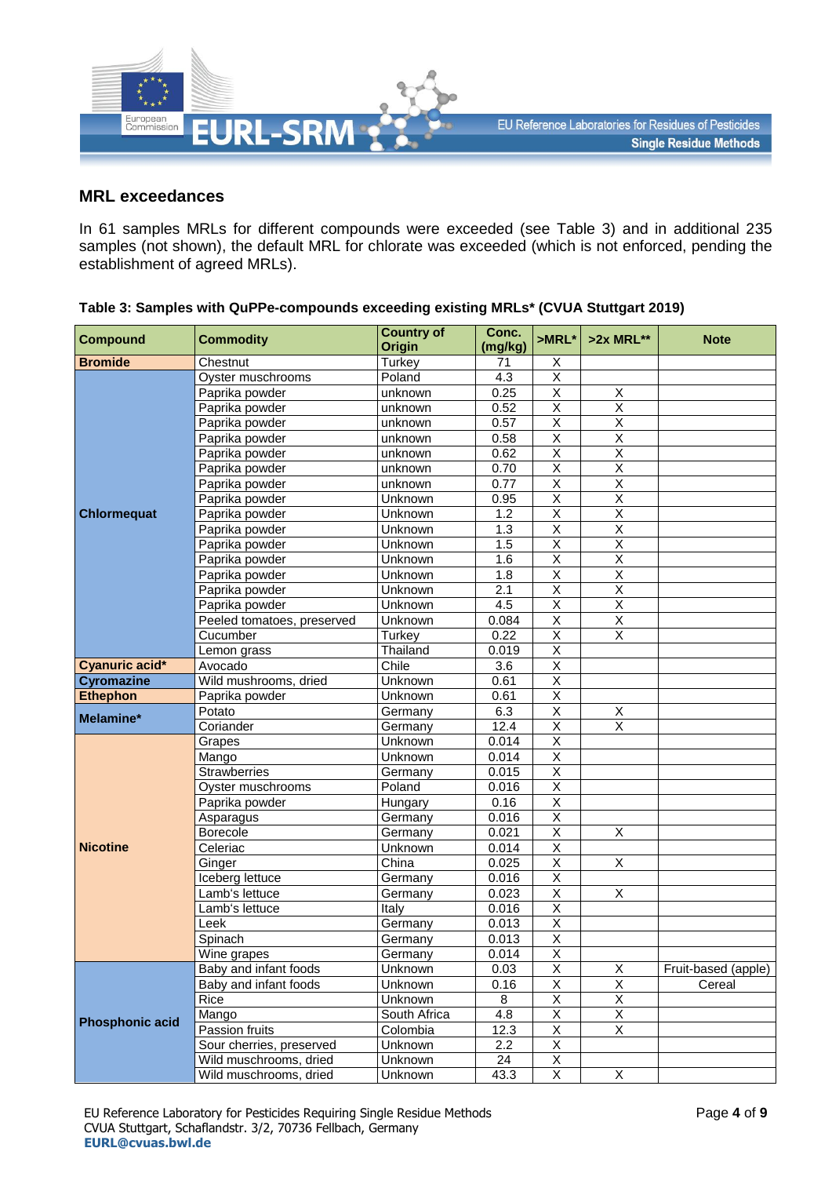## MRL exceedances

In 61 samples MRLs for different compounds were exceeded (see Table 3) and in additional 235 samples (not shown), the default MRL for chlorate was exceeded (which is not enforced, pending the establishment of agreed MRLs).

**Table 3: Samples with QuPPe-compounds exceeding existing MRLs* (CVUA Stuttgart 2019)**

| Compound | Commodity | Country of Origin | Conc. (mg/kg) | >MRL* | >2x MRL** | Note |
|---|---|---|---|---|---|---|
| **Bromide** | Chestnut | Turkey | 71 | X | | |
| **Chlormequat** | Oyster muschrooms | Poland | 4.3 | X | | |
| | Paprika powder | unknown | 0.25 | X | X | |
| | Paprika powder | unknown | 0.52 | X | X | |
| | Paprika powder | unknown | 0.57 | X | X | |
| | Paprika powder | unknown | 0.58 | X | X | |
| | Paprika powder | unknown | 0.62 | X | X | |
| | Paprika powder | unknown | 0.70 | X | X | |
| | Paprika powder | unknown | 0.77 | X | X | |
| | Paprika powder | Unknown | 0.95 | X | X | |
| | Paprika powder | Unknown | 1.2 | X | X | |
| | Paprika powder | Unknown | 1.3 | X | X | |
| | Paprika powder | Unknown | 1.5 | X | X | |
| | Paprika powder | Unknown | 1.6 | X | X | |
| | Paprika powder | Unknown | 1.8 | X | X | |
| | Paprika powder | Unknown | 2.1 | X | X | |
| | Paprika powder | Unknown | 4.5 | X | X | |
| | Peeled tomatoes, preserved | Unknown | 0.084 | X | X | |
| | Cucumber | Turkey | 0.22 | X | X | |
| | Lemon grass | Thailand | 0.019 | X | | |
| **Cyanuric acid*** | Avocado | Chile | 3.6 | X | | |
| **Cyromazine** | Wild mushrooms, dried | Unknown | 0.61 | X | | |
| **Ethephon** | Paprika powder | Unknown | 0.61 | X | | |
| **Melamine*** | Potato | Germany | 6.3 | X | X | |
| | Coriander | Germany | 12.4 | X | X | |
| **Nicotine** | Grapes | Unknown | 0.014 | X | | |
| | Mango | Unknown | 0.014 | X | | |
| | Strawberries | Germany | 0.015 | X | | |
| | Oyster muschrooms | Poland | 0.016 | X | | |
| | Paprika powder | Hungary | 0.16 | X | | |
| | Asparagus | Germany | 0.016 | X | | |
| | Borecole | Germany | 0.021 | X | X | |
| | Celeriac | Unknown | 0.014 | X | | |
| | Ginger | China | 0.025 | X | X | |
| | Iceberg lettuce | Germany | 0.016 | X | | |
| | Lamb's lettuce | Germany | 0.023 | X | X | |
| | Lamb's lettuce | Italy | 0.016 | X | | |
| | Leek | Germany | 0.013 | X | | |
| | Spinach | Germany | 0.013 | X | | |
| | Wine grapes | Germany | 0.014 | X | | |
| **Phosphonic acid** | Baby and infant foods | Unknown | 0.03 | X | X | Fruit-based (apple) |
| | Baby and infant foods | Unknown | 0.16 | X | X | Cereal |
| | Rice | Unknown | 8 | X | X | |
| | Mango | South Africa | 4.8 | X | X | |
| | Passion fruits | Colombia | 12.3 | X | X | |
| | Sour cherries, preserved | Unknown | 2.2 | X | | |
| | Wild muschrooms, dried | Unknown | 24 | X | | |
| | Wild muschrooms, dried | Unknown | 43.3 | X | X | |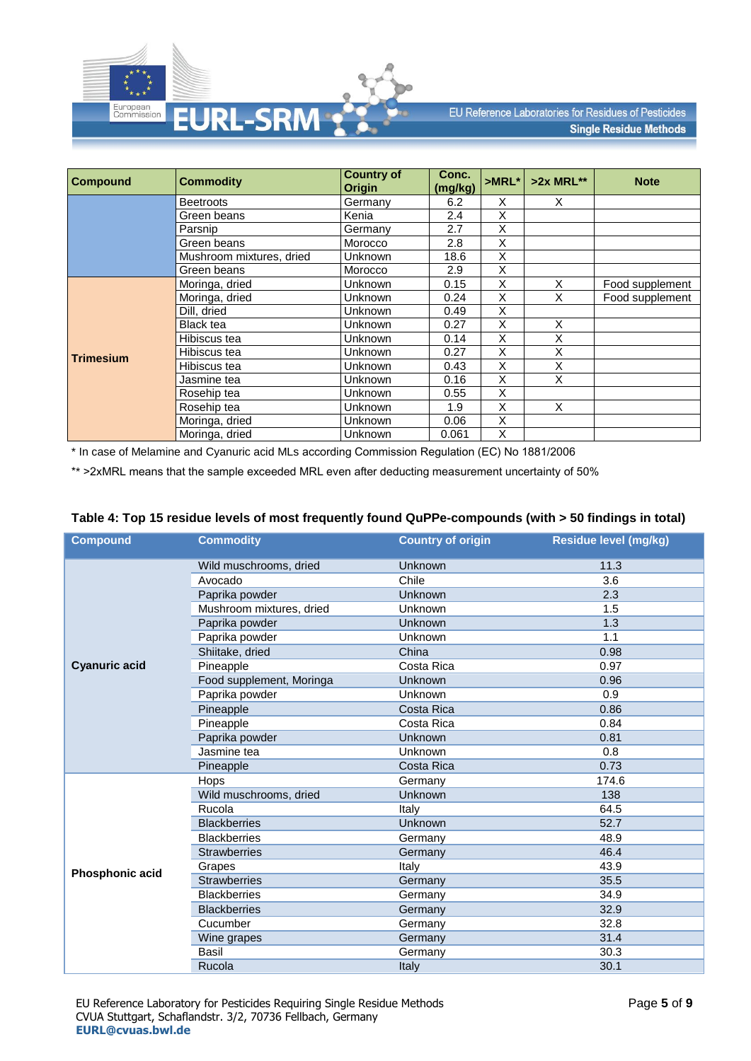| Compound | Commodity | Country of Origin | Conc. (mg/kg) | >MRL* | >2x MRL** | Note |
|---|---|---|---|---|---|---|
| | Beetroots | Germany | 6.2 | X | X | |
| | Green beans | Kenia | 2.4 | X | | |
| | Parsnip | Germany | 2.7 | X | | |
| | Green beans | Morocco | 2.8 | X | | |
| | Mushroom mixtures, dried | Unknown | 18.6 | X | | |
| | Green beans | Morocco | 2.9 | X | | |
| **Trimesium** | Moringa, dried | Unknown | 0.15 | X | X | Food supplement |
| | Moringa, dried | Unknown | 0.24 | X | X | Food supplement |
| | Dill, dried | Unknown | 0.49 | X | | |
| | Black tea | Unknown | 0.27 | X | X | |
| | Hibiscus tea | Unknown | 0.14 | X | X | |
| | Hibiscus tea | Unknown | 0.27 | X | X | |
| | Hibiscus tea | Unknown | 0.43 | X | X | |
| | Jasmine tea | Unknown | 0.16 | X | X | |
| | Rosehip tea | Unknown | 0.55 | X | | |
| | Rosehip tea | Unknown | 1.9 | X | X | |
| | Moringa, dried | Unknown | 0.06 | X | | |
| | Moringa, dried | Unknown | 0.061 | X | | |

* In case of Melamine and Cyanuric acid MLs according Commission Regulation (EC) No 1881/2006

** >2xMRL means that the sample exceeded MRL even after deducting measurement uncertainty of 50%

**Table 4: Top 15 residue levels of most frequently found QuPPe-compounds (with > 50 findings in total)**

| Compound | Commodity | Country of origin | Residue level (mg/kg) |
|---|---|---|---|
| **Cyanuric acid** | Wild muschrooms, dried | Unknown | 11.3 |
| | Avocado | Chile | 3.6 |
| | Paprika powder | Unknown | 2.3 |
| | Mushroom mixtures, dried | Unknown | 1.5 |
| | Paprika powder | Unknown | 1.3 |
| | Paprika powder | Unknown | 1.1 |
| | Shiitake, dried | China | 0.98 |
| | Pineapple | Costa Rica | 0.97 |
| | Food supplement, Moringa | Unknown | 0.96 |
| | Paprika powder | Unknown | 0.9 |
| | Pineapple | Costa Rica | 0.86 |
| | Pineapple | Costa Rica | 0.84 |
| | Paprika powder | Unknown | 0.81 |
| | Jasmine tea | Unknown | 0.8 |
| | Pineapple | Costa Rica | 0.73 |
| **Phosphonic acid** | Hops | Germany | 174.6 |
| | Wild muschrooms, dried | Unknown | 138 |
| | Rucola | Italy | 64.5 |
| | Blackberries | Unknown | 52.7 |
| | Blackberries | Germany | 48.9 |
| | Strawberries | Germany | 46.4 |
| | Grapes | Italy | 43.9 |
| | Strawberries | Germany | 35.5 |
| | Blackberries | Germany | 34.9 |
| | Blackberries | Germany | 32.9 |
| | Cucumber | Germany | 32.8 |
| | Wine grapes | Germany | 31.4 |
| | Basil | Germany | 30.3 |
| | Rucola | Italy | 30.1 |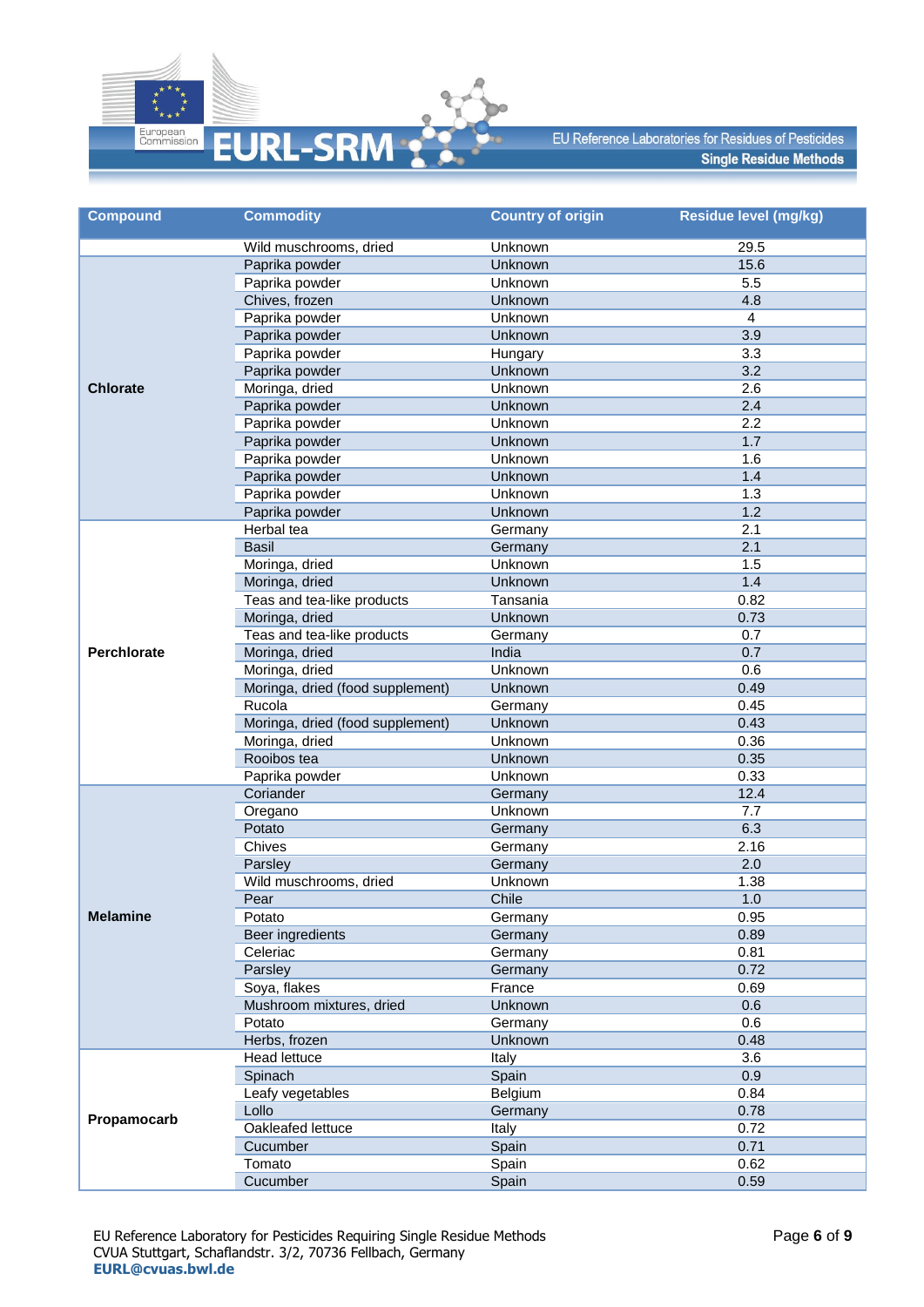| Compound | Commodity | Country of origin | Residue level (mg/kg) |
|---|---|---|---|
| | Wild muschrooms, dried | Unknown | 29.5 |
| Chlorate | Paprika powder | Unknown | 15.6 |
| | Paprika powder | Unknown | 5.5 |
| | Chives, frozen | Unknown | 4.8 |
| | Paprika powder | Unknown | 4 |
| | Paprika powder | Unknown | 3.9 |
| | Paprika powder | Hungary | 3.3 |
| | Paprika powder | Unknown | 3.2 |
| | Moringa, dried | Unknown | 2.6 |
| | Paprika powder | Unknown | 2.4 |
| | Paprika powder | Unknown | 2.2 |
| | Paprika powder | Unknown | 1.7 |
| | Paprika powder | Unknown | 1.6 |
| | Paprika powder | Unknown | 1.4 |
| | Paprika powder | Unknown | 1.3 |
| | Paprika powder | Unknown | 1.2 |
| Perchlorate | Herbal tea | Germany | 2.1 |
| | Basil | Germany | 2.1 |
| | Moringa, dried | Unknown | 1.5 |
| | Moringa, dried | Unknown | 1.4 |
| | Teas and tea-like products | Tansania | 0.82 |
| | Moringa, dried | Unknown | 0.73 |
| | Teas and tea-like products | Germany | 0.7 |
| | Moringa, dried | India | 0.7 |
| | Moringa, dried | Unknown | 0.6 |
| | Moringa, dried (food supplement) | Unknown | 0.49 |
| | Rucola | Germany | 0.45 |
| | Moringa, dried (food supplement) | Unknown | 0.43 |
| | Moringa, dried | Unknown | 0.36 |
| | Rooibos tea | Unknown | 0.35 |
| | Paprika powder | Unknown | 0.33 |
| Melamine | Coriander | Germany | 12.4 |
| | Oregano | Unknown | 7.7 |
| | Potato | Germany | 6.3 |
| | Chives | Germany | 2.16 |
| | Parsley | Germany | 2.0 |
| | Wild muschrooms, dried | Unknown | 1.38 |
| | Pear | Chile | 1.0 |
| | Potato | Germany | 0.95 |
| | Beer ingredients | Germany | 0.89 |
| | Celeriac | Germany | 0.81 |
| | Parsley | Germany | 0.72 |
| | Soya, flakes | France | 0.69 |
| | Mushroom mixtures, dried | Unknown | 0.6 |
| | Potato | Germany | 0.6 |
| | Herbs, frozen | Unknown | 0.48 |
| Propamocarb | Head lettuce | Italy | 3.6 |
| | Spinach | Spain | 0.9 |
| | Leafy vegetables | Belgium | 0.84 |
| | Lollo | Germany | 0.78 |
| | Oakleafed lettuce | Italy | 0.72 |
| | Cucumber | Spain | 0.71 |
| | Tomato | Spain | 0.62 |
| | Cucumber | Spain | 0.59 |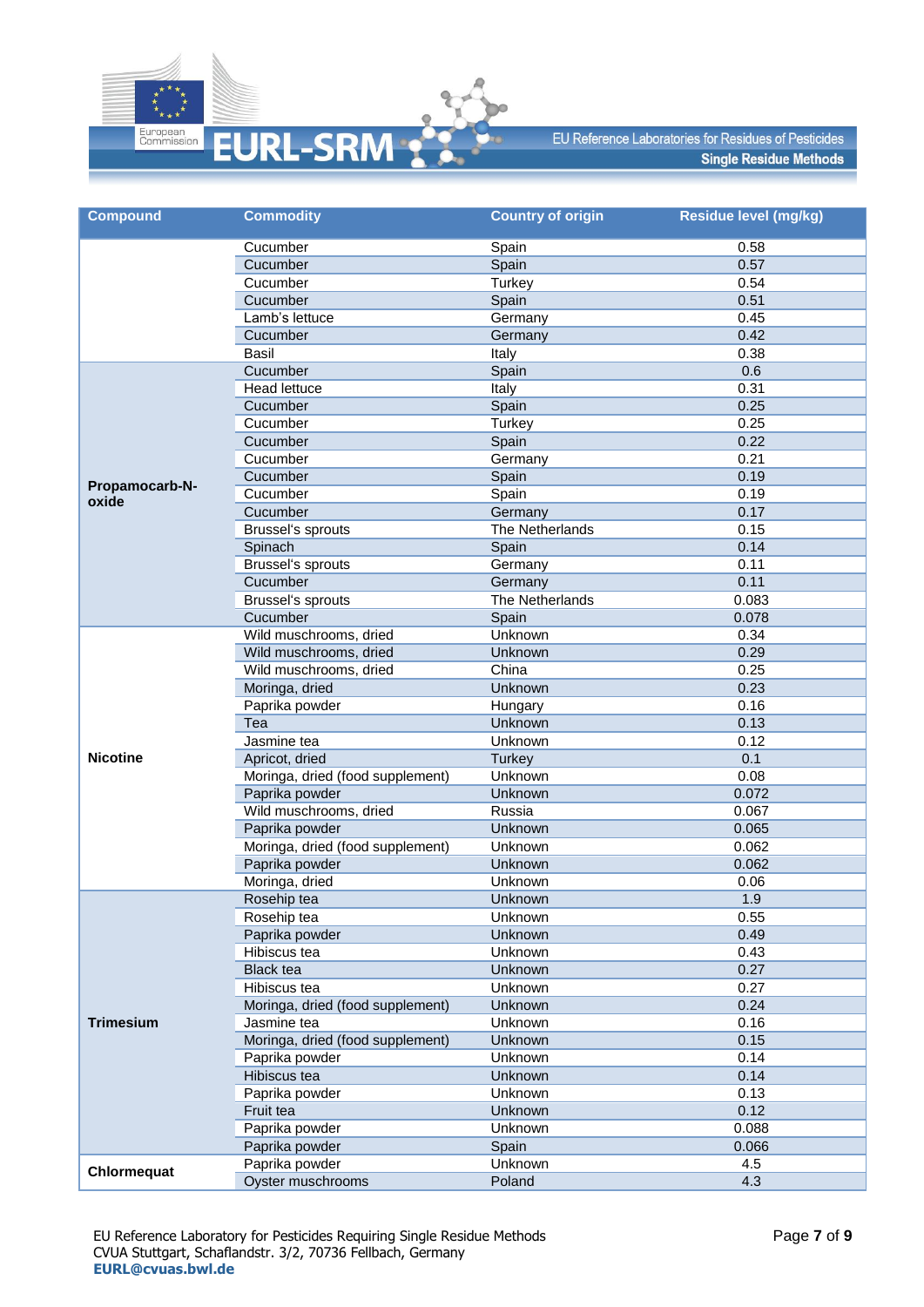| Compound | Commodity | Country of origin | Residue level (mg/kg) |
|---|---|---|---|
| | Cucumber | Spain | 0.58 |
| | Cucumber | Spain | 0.57 |
| | Cucumber | Turkey | 0.54 |
| | Cucumber | Spain | 0.51 |
| | Lamb's lettuce | Germany | 0.45 |
| | Cucumber | Germany | 0.42 |
| | Basil | Italy | 0.38 |
| **Propamocarb-N-oxide** | Cucumber | Spain | 0.6 |
| | Head lettuce | Italy | 0.31 |
| | Cucumber | Spain | 0.25 |
| | Cucumber | Turkey | 0.25 |
| | Cucumber | Spain | 0.22 |
| | Cucumber | Germany | 0.21 |
| | Cucumber | Spain | 0.19 |
| | Cucumber | Spain | 0.19 |
| | Cucumber | Germany | 0.17 |
| | Brussel's sprouts | The Netherlands | 0.15 |
| | Spinach | Spain | 0.14 |
| | Brussel's sprouts | Germany | 0.11 |
| | Cucumber | Germany | 0.11 |
| | Brussel's sprouts | The Netherlands | 0.083 |
| | Cucumber | Spain | 0.078 |
| **Nicotine** | Wild muschrooms, dried | Unknown | 0.34 |
| | Wild muschrooms, dried | Unknown | 0.29 |
| | Wild muschrooms, dried | China | 0.25 |
| | Moringa, dried | Unknown | 0.23 |
| | Paprika powder | Hungary | 0.16 |
| | Tea | Unknown | 0.13 |
| | Jasmine tea | Unknown | 0.12 |
| | Apricot, dried | Turkey | 0.1 |
| | Moringa, dried (food supplement) | Unknown | 0.08 |
| | Paprika powder | Unknown | 0.072 |
| | Wild muschrooms, dried | Russia | 0.067 |
| | Paprika powder | Unknown | 0.065 |
| | Moringa, dried (food supplement) | Unknown | 0.062 |
| | Paprika powder | Unknown | 0.062 |
| | Moringa, dried | Unknown | 0.06 |
| **Trimesium** | Rosehip tea | Unknown | 1.9 |
| | Rosehip tea | Unknown | 0.55 |
| | Paprika powder | Unknown | 0.49 |
| | Hibiscus tea | Unknown | 0.43 |
| | Black tea | Unknown | 0.27 |
| | Hibiscus tea | Unknown | 0.27 |
| | Moringa, dried (food supplement) | Unknown | 0.24 |
| | Jasmine tea | Unknown | 0.16 |
| | Moringa, dried (food supplement) | Unknown | 0.15 |
| | Paprika powder | Unknown | 0.14 |
| | Hibiscus tea | Unknown | 0.14 |
| | Paprika powder | Unknown | 0.13 |
| | Fruit tea | Unknown | 0.12 |
| | Paprika powder | Unknown | 0.088 |
| | Paprika powder | Spain | 0.066 |
| **Chlormequat** | Paprika powder | Unknown | 4.5 |
| | Oyster muschrooms | Poland | 4.3 |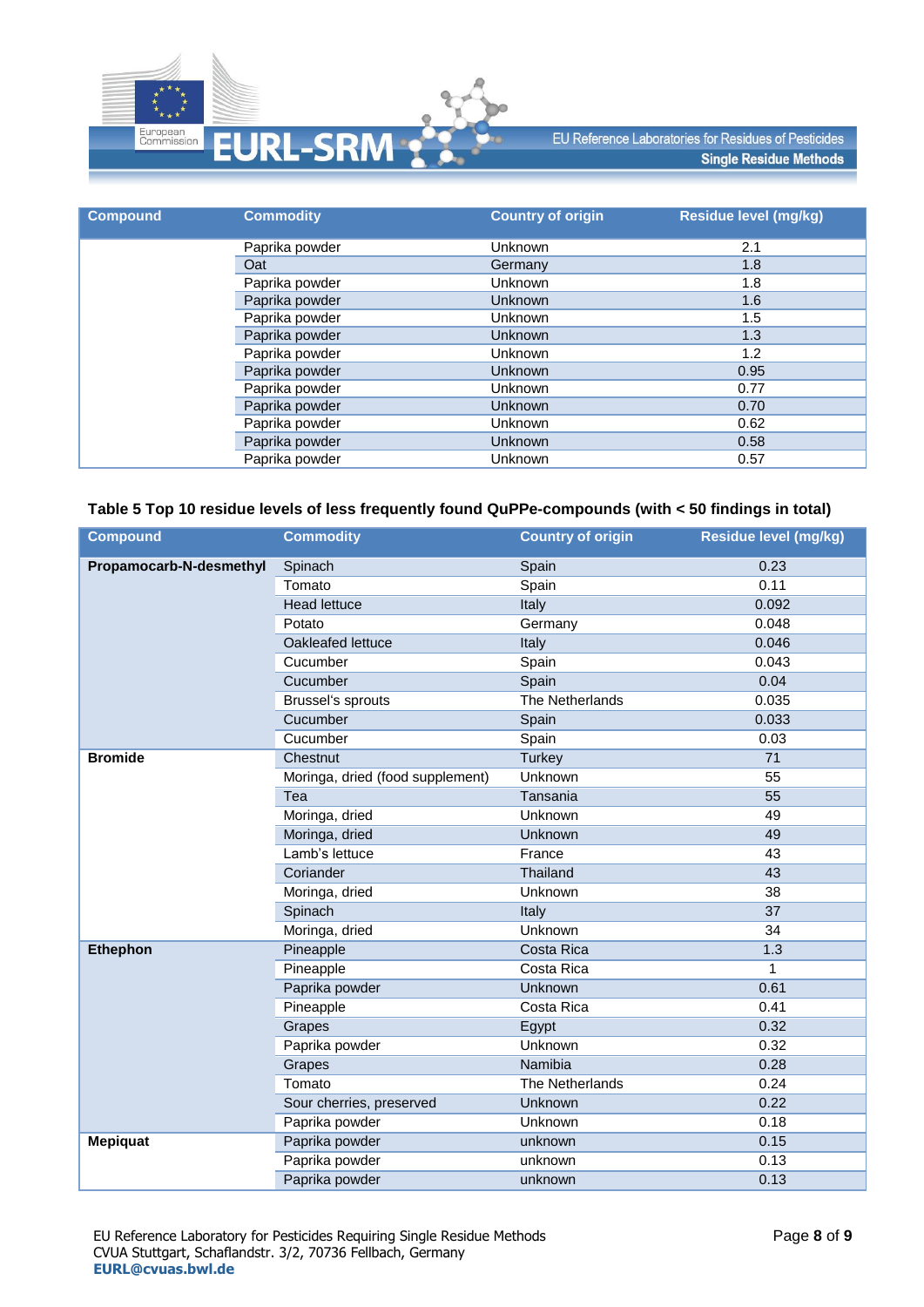| Compound | Commodity | Country of origin | Residue level (mg/kg) |
|---|---|---|---|
| | Paprika powder | Unknown | 2.1 |
| | Oat | Germany | 1.8 |
| | Paprika powder | Unknown | 1.8 |
| | Paprika powder | Unknown | 1.6 |
| | Paprika powder | Unknown | 1.5 |
| | Paprika powder | Unknown | 1.3 |
| | Paprika powder | Unknown | 1.2 |
| | Paprika powder | Unknown | 0.95 |
| | Paprika powder | Unknown | 0.77 |
| | Paprika powder | Unknown | 0.70 |
| | Paprika powder | Unknown | 0.62 |
| | Paprika powder | Unknown | 0.58 |
| | Paprika powder | Unknown | 0.57 |

**Table 5 Top 10 residue levels of less frequently found QuPPe-compounds (with < 50 findings in total)**

| Compound | Commodity | Country of origin | Residue level (mg/kg) |
|---|---|---|---|
| **Propamocarb-N-desmethyl** | Spinach | Spain | 0.23 |
| | Tomato | Spain | 0.11 |
| | Head lettuce | Italy | 0.092 |
| | Potato | Germany | 0.048 |
| | Oakleafed lettuce | Italy | 0.046 |
| | Cucumber | Spain | 0.043 |
| | Cucumber | Spain | 0.04 |
| | Brussel's sprouts | The Netherlands | 0.035 |
| | Cucumber | Spain | 0.033 |
| | Cucumber | Spain | 0.03 |
| **Bromide** | Chestnut | Turkey | 71 |
| | Moringa, dried (food supplement) | Unknown | 55 |
| | Tea | Tansania | 55 |
| | Moringa, dried | Unknown | 49 |
| | Moringa, dried | Unknown | 49 |
| | Lamb's lettuce | France | 43 |
| | Coriander | Thailand | 43 |
| | Moringa, dried | Unknown | 38 |
| | Spinach | Italy | 37 |
| | Moringa, dried | Unknown | 34 |
| **Ethephon** | Pineapple | Costa Rica | 1.3 |
| | Pineapple | Costa Rica | 1 |
| | Paprika powder | Unknown | 0.61 |
| | Pineapple | Costa Rica | 0.41 |
| | Grapes | Egypt | 0.32 |
| | Paprika powder | Unknown | 0.32 |
| | Grapes | Namibia | 0.28 |
| | Tomato | The Netherlands | 0.24 |
| | Sour cherries, preserved | Unknown | 0.22 |
| | Paprika powder | Unknown | 0.18 |
| **Mepiquat** | Paprika powder | unknown | 0.15 |
| | Paprika powder | unknown | 0.13 |
| | Paprika powder | unknown | 0.13 |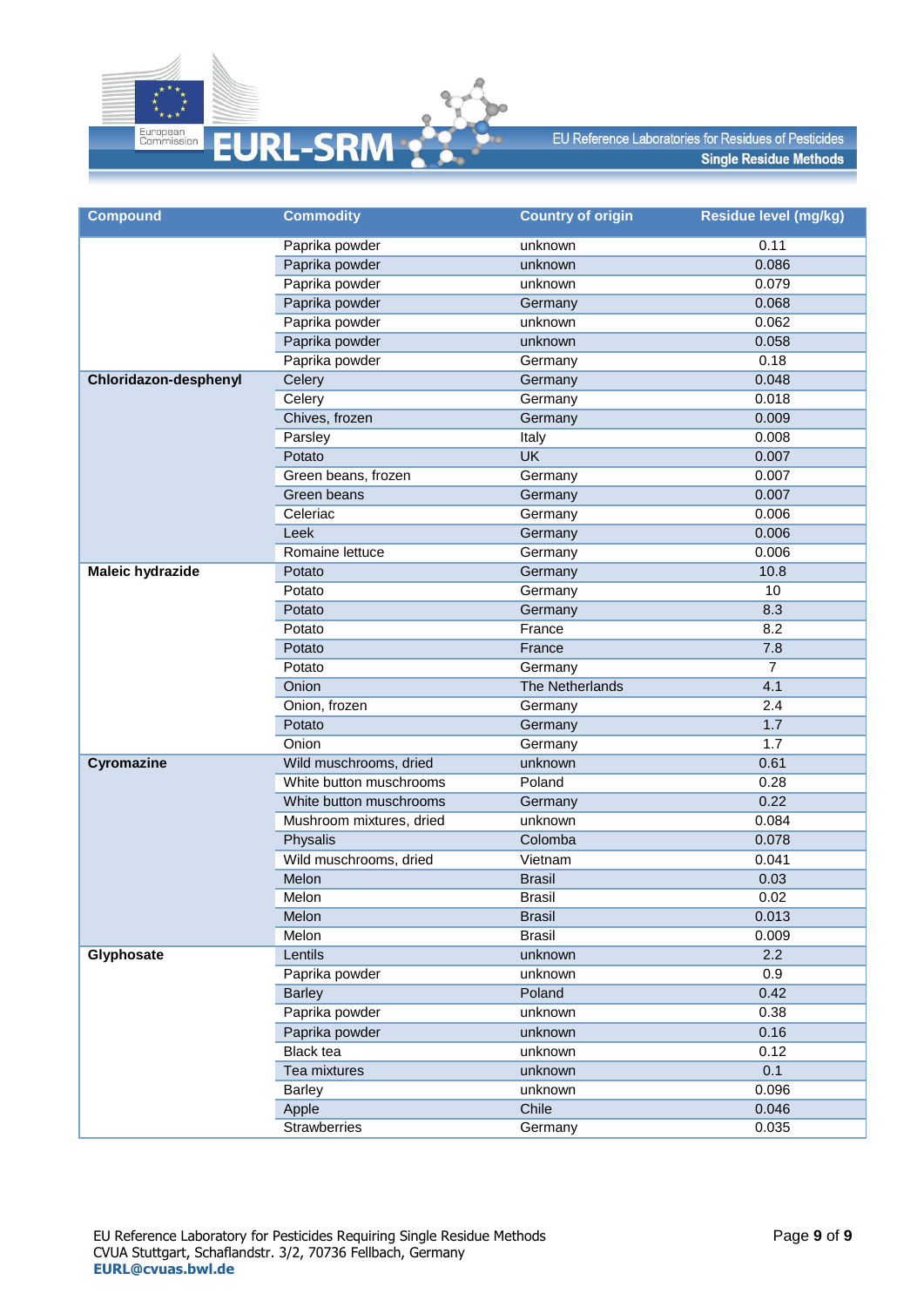| Compound | Commodity | Country of origin | Residue level (mg/kg) |
|---|---|---|---|
| | Paprika powder | unknown | 0.11 |
| | Paprika powder | unknown | 0.086 |
| | Paprika powder | unknown | 0.079 |
| | Paprika powder | Germany | 0.068 |
| | Paprika powder | unknown | 0.062 |
| | Paprika powder | unknown | 0.058 |
| | Paprika powder | Germany | 0.18 |
| **Chloridazon-desphenyl** | Celery | Germany | 0.048 |
| | Celery | Germany | 0.018 |
| | Chives, frozen | Germany | 0.009 |
| | Parsley | Italy | 0.008 |
| | Potato | UK | 0.007 |
| | Green beans, frozen | Germany | 0.007 |
| | Green beans | Germany | 0.007 |
| | Celeriac | Germany | 0.006 |
| | Leek | Germany | 0.006 |
| | Romaine lettuce | Germany | 0.006 |
| **Maleic hydrazide** | Potato | Germany | 10.8 |
| | Potato | Germany | 10 |
| | Potato | Germany | 8.3 |
| | Potato | France | 8.2 |
| | Potato | France | 7.8 |
| | Potato | Germany | 7 |
| | Onion | The Netherlands | 4.1 |
| | Onion, frozen | Germany | 2.4 |
| | Potato | Germany | 1.7 |
| | Onion | Germany | 1.7 |
| **Cyromazine** | Wild muschrooms, dried | unknown | 0.61 |
| | White button muschrooms | Poland | 0.28 |
| | White button muschrooms | Germany | 0.22 |
| | Mushroom mixtures, dried | unknown | 0.084 |
| | Physalis | Colomba | 0.078 |
| | Wild muschrooms, dried | Vietnam | 0.041 |
| | Melon | Brasil | 0.03 |
| | Melon | Brasil | 0.02 |
| | Melon | Brasil | 0.013 |
| | Melon | Brasil | 0.009 |
| **Glyphosate** | Lentils | unknown | 2.2 |
| | Paprika powder | unknown | 0.9 |
| | Barley | Poland | 0.42 |
| | Paprika powder | unknown | 0.38 |
| | Paprika powder | unknown | 0.16 |
| | Black tea | unknown | 0.12 |
| | Tea mixtures | unknown | 0.1 |
| | Barley | unknown | 0.096 |
| | Apple | Chile | 0.046 |
| | Strawberries | Germany | 0.035 |